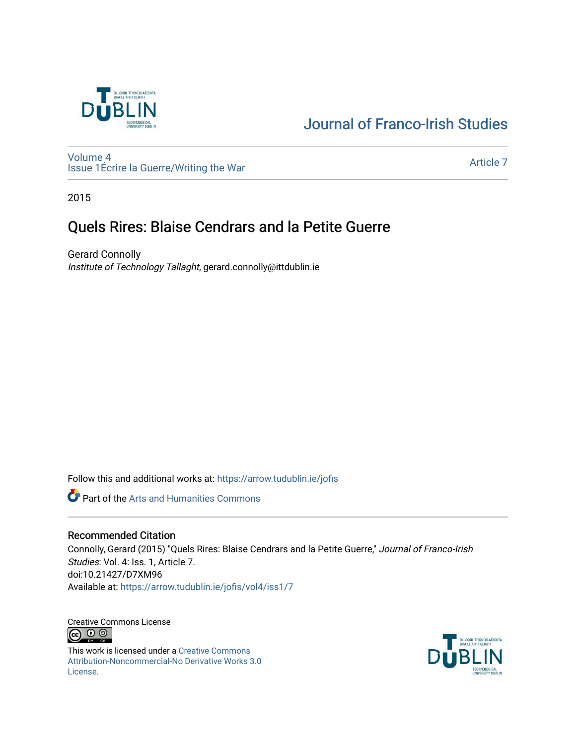Journal of Franco-Irish Studies

Volume 4
Issue 1 Écrire la Guerre/Writing the War

Article 7

2015

# Quels Rires: Blaise Cendrars and la Petite Guerre

Gerard Connolly
*Institute of Technology Tallaght*, gerard.connolly@ittdublin.ie

Follow this and additional works at: https://arrow.tudublin.ie/jofis

Part of the Arts and Humanities Commons

## Recommended Citation

Connolly, Gerard (2015) "Quels Rires: Blaise Cendrars and la Petite Guerre," *Journal of Franco-Irish Studies*: Vol. 4: Iss. 1, Article 7.
doi:10.21427/D7XM96
Available at: https://arrow.tudublin.ie/jofis/vol4/iss1/7

Creative Commons License

This work is licensed under a Creative Commons Attribution-Noncommercial-No Derivative Works 3.0 License.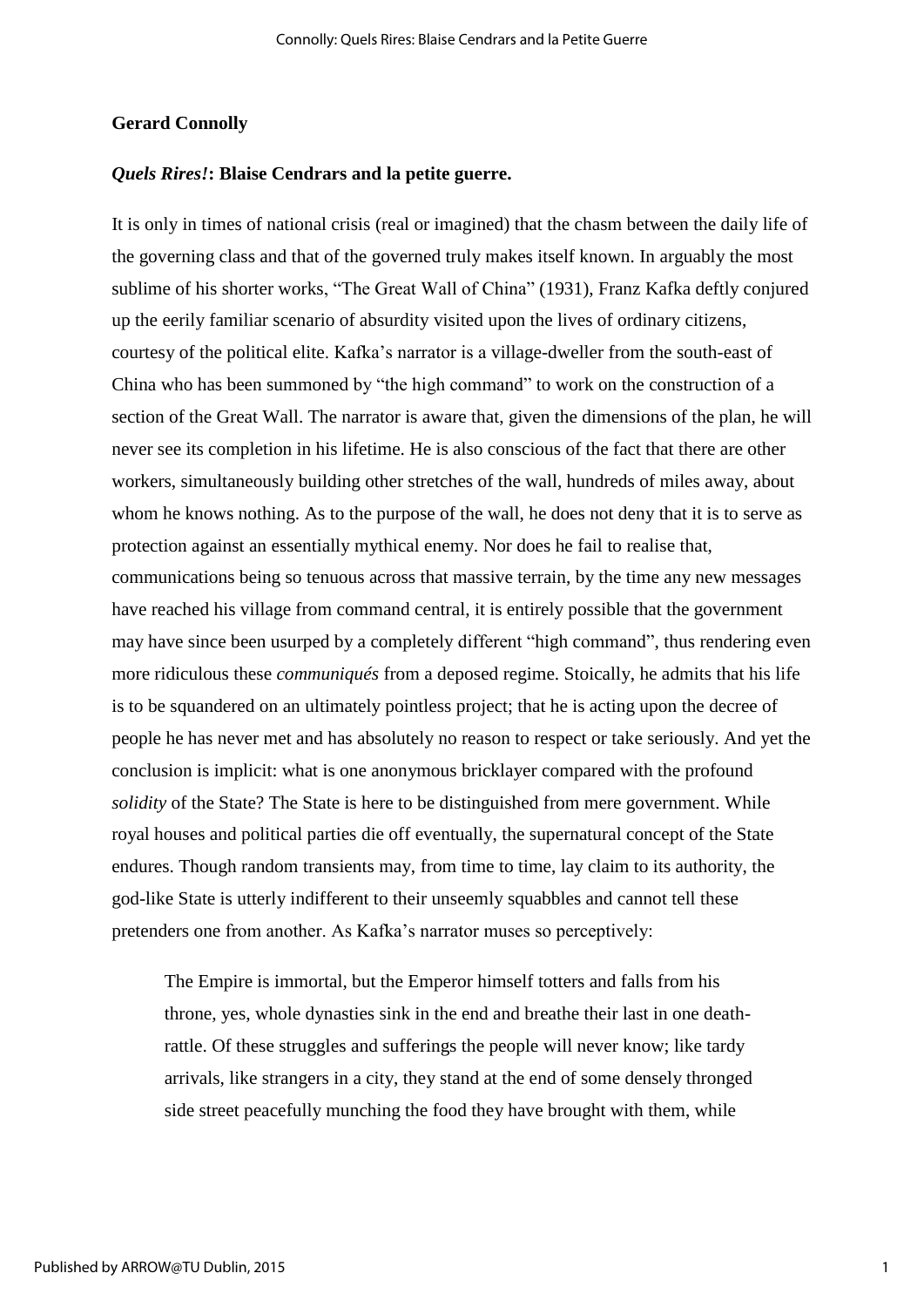**Gerard Connolly**

***Quels Rires!*****: Blaise Cendrars and la petite guerre.**

It is only in times of national crisis (real or imagined) that the chasm between the daily life of the governing class and that of the governed truly makes itself known. In arguably the most sublime of his shorter works, "The Great Wall of China" (1931), Franz Kafka deftly conjured up the eerily familiar scenario of absurdity visited upon the lives of ordinary citizens, courtesy of the political elite. Kafka's narrator is a village-dweller from the south-east of China who has been summoned by "the high command" to work on the construction of a section of the Great Wall. The narrator is aware that, given the dimensions of the plan, he will never see its completion in his lifetime. He is also conscious of the fact that there are other workers, simultaneously building other stretches of the wall, hundreds of miles away, about whom he knows nothing. As to the purpose of the wall, he does not deny that it is to serve as protection against an essentially mythical enemy. Nor does he fail to realise that, communications being so tenuous across that massive terrain, by the time any new messages have reached his village from command central, it is entirely possible that the government may have since been usurped by a completely different "high command", thus rendering even more ridiculous these *communiqués* from a deposed regime. Stoically, he admits that his life is to be squandered on an ultimately pointless project; that he is acting upon the decree of people he has never met and has absolutely no reason to respect or take seriously. And yet the conclusion is implicit: what is one anonymous bricklayer compared with the profound *solidity* of the State? The State is here to be distinguished from mere government. While royal houses and political parties die off eventually, the supernatural concept of the State endures. Though random transients may, from time to time, lay claim to its authority, the god-like State is utterly indifferent to their unseemly squabbles and cannot tell these pretenders one from another. As Kafka's narrator muses so perceptively:

> The Empire is immortal, but the Emperor himself totters and falls from his throne, yes, whole dynasties sink in the end and breathe their last in one death-rattle. Of these struggles and sufferings the people will never know; like tardy arrivals, like strangers in a city, they stand at the end of some densely thronged side street peacefully munching the food they have brought with them, while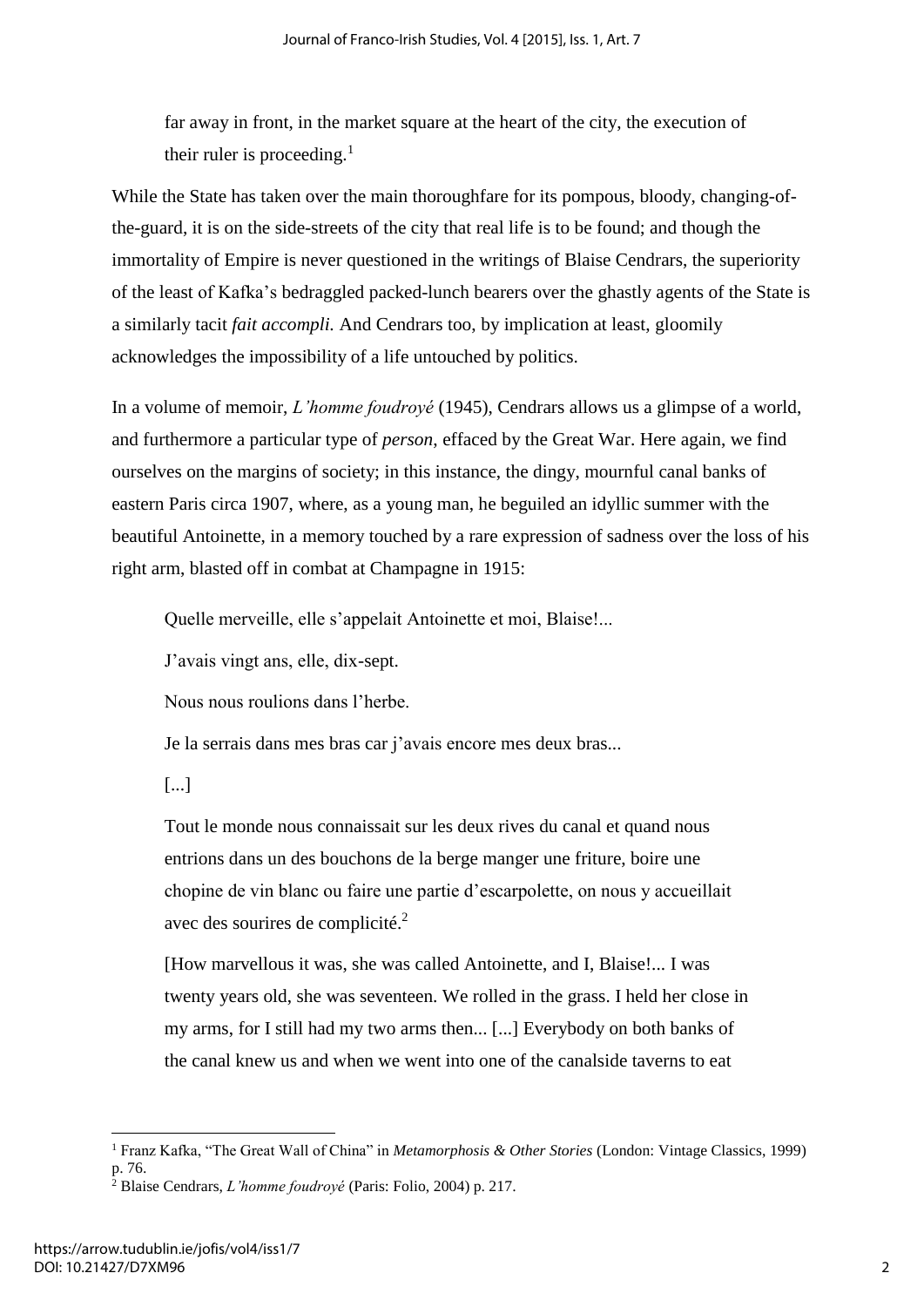> far away in front, in the market square at the heart of the city, the execution of their ruler is proceeding.[1]

While the State has taken over the main thoroughfare for its pompous, bloody, changing-of-the-guard, it is on the side-streets of the city that real life is to be found; and though the immortality of Empire is never questioned in the writings of Blaise Cendrars, the superiority of the least of Kafka's bedraggled packed-lunch bearers over the ghastly agents of the State is a similarly tacit *fait accompli.* And Cendrars too, by implication at least, gloomily acknowledges the impossibility of a life untouched by politics.

In a volume of memoir, *L'homme foudroyé* (1945), Cendrars allows us a glimpse of a world, and furthermore a particular type of *person*, effaced by the Great War. Here again, we find ourselves on the margins of society; in this instance, the dingy, mournful canal banks of eastern Paris circa 1907, where, as a young man, he beguiled an idyllic summer with the beautiful Antoinette, in a memory touched by a rare expression of sadness over the loss of his right arm, blasted off in combat at Champagne in 1915:

> Quelle merveille, elle s'appelait Antoinette et moi, Blaise!...
>
> J'avais vingt ans, elle, dix-sept.
>
> Nous nous roulions dans l'herbe.
>
> Je la serrais dans mes bras car j'avais encore mes deux bras...
>
> [...]
>
> Tout le monde nous connaissait sur les deux rives du canal et quand nous entrions dans un des bouchons de la berge manger une friture, boire une chopine de vin blanc ou faire une partie d'escarpolette, on nous y accueillait avec des sourires de complicité.[2]
>
> [How marvellous it was, she was called Antoinette, and I, Blaise!... I was twenty years old, she was seventeen. We rolled in the grass. I held her close in my arms, for I still had my two arms then... [...] Everybody on both banks of the canal knew us and when we went into one of the canalside taverns to eat

---

[1] Franz Kafka, "The Great Wall of China" in *Metamorphosis & Other Stories* (London: Vintage Classics, 1999) p. 76.

[2] Blaise Cendrars, *L'homme foudroyé* (Paris: Folio, 2004) p. 217.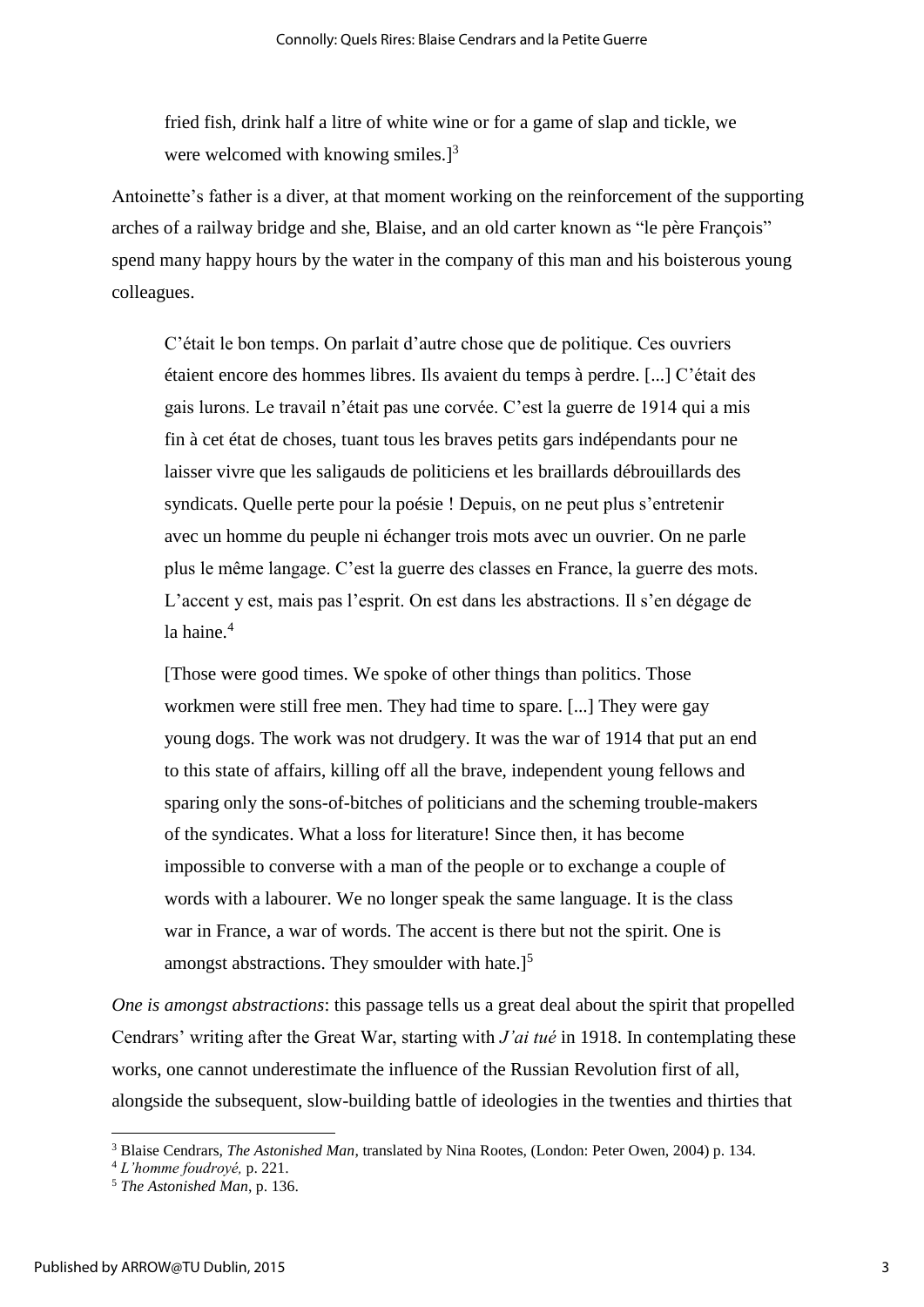> fried fish, drink half a litre of white wine or for a game of slap and tickle, we were welcomed with knowing smiles.][3]

Antoinette's father is a diver, at that moment working on the reinforcement of the supporting arches of a railway bridge and she, Blaise, and an old carter known as "le père François" spend many happy hours by the water in the company of this man and his boisterous young colleagues.

> C'était le bon temps. On parlait d'autre chose que de politique. Ces ouvriers étaient encore des hommes libres. Ils avaient du temps à perdre. [...] C'était des gais lurons. Le travail n'était pas une corvée. C'est la guerre de 1914 qui a mis fin à cet état de choses, tuant tous les braves petits gars indépendants pour ne laisser vivre que les saligauds de politiciens et les braillards débrouillards des syndicats. Quelle perte pour la poésie ! Depuis, on ne peut plus s'entretenir avec un homme du peuple ni échanger trois mots avec un ouvrier. On ne parle plus le même langage. C'est la guerre des classes en France, la guerre des mots. L'accent y est, mais pas l'esprit. On est dans les abstractions. Il s'en dégage de la haine.[4]
>
> [Those were good times. We spoke of other things than politics. Those workmen were still free men. They had time to spare. [...] They were gay young dogs. The work was not drudgery. It was the war of 1914 that put an end to this state of affairs, killing off all the brave, independent young fellows and sparing only the sons-of-bitches of politicians and the scheming trouble-makers of the syndicates. What a loss for literature! Since then, it has become impossible to converse with a man of the people or to exchange a couple of words with a labourer. We no longer speak the same language. It is the class war in France, a war of words. The accent is there but not the spirit. One is amongst abstractions. They smoulder with hate.][5]

*One is amongst abstractions*: this passage tells us a great deal about the spirit that propelled Cendrars' writing after the Great War, starting with *J'ai tué* in 1918. In contemplating these works, one cannot underestimate the influence of the Russian Revolution first of all, alongside the subsequent, slow-building battle of ideologies in the twenties and thirties that

---

[3] Blaise Cendrars, *The Astonished Man*, translated by Nina Rootes, (London: Peter Owen, 2004) p. 134.

[4] *L'homme foudroyé,* p. 221.

[5] *The Astonished Man*, p. 136.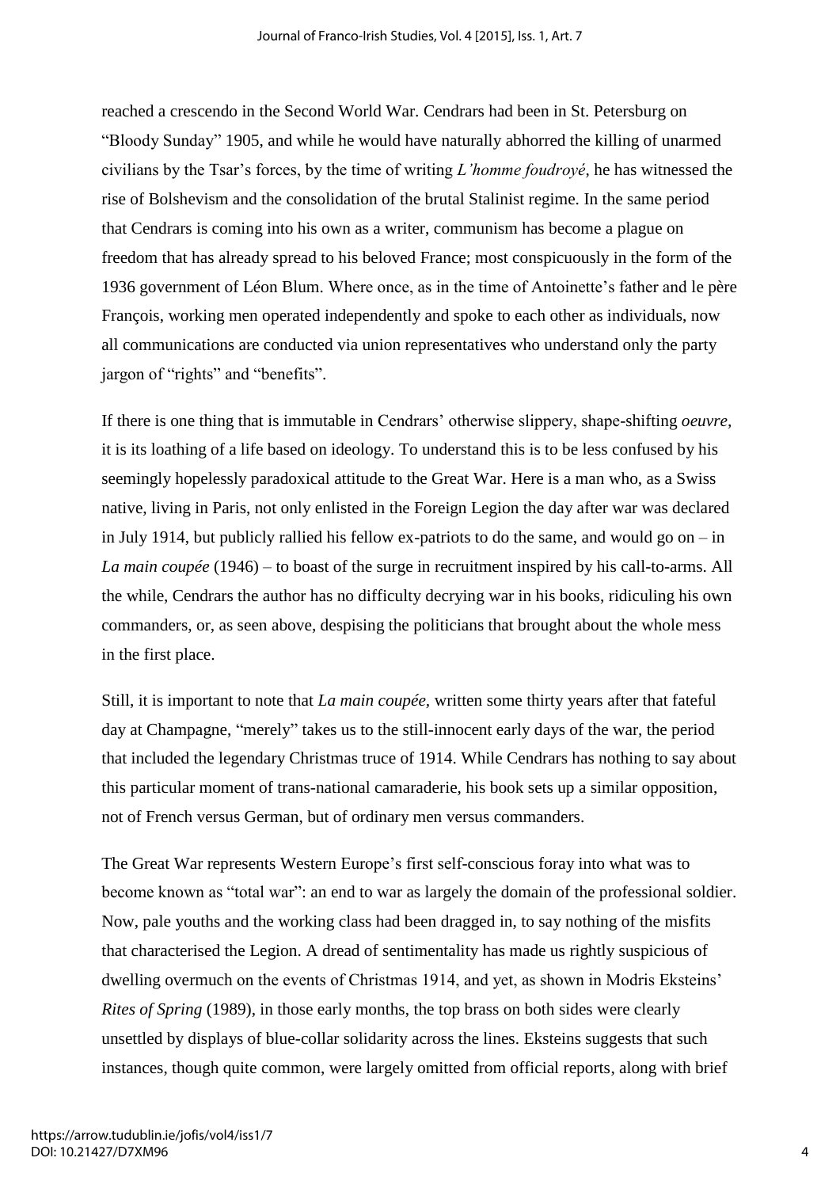reached a crescendo in the Second World War. Cendrars had been in St. Petersburg on "Bloody Sunday" 1905, and while he would have naturally abhorred the killing of unarmed civilians by the Tsar's forces, by the time of writing *L'homme foudroyé*, he has witnessed the rise of Bolshevism and the consolidation of the brutal Stalinist regime. In the same period that Cendrars is coming into his own as a writer, communism has become a plague on freedom that has already spread to his beloved France; most conspicuously in the form of the 1936 government of Léon Blum. Where once, as in the time of Antoinette's father and le père François, working men operated independently and spoke to each other as individuals, now all communications are conducted via union representatives who understand only the party jargon of "rights" and "benefits".

If there is one thing that is immutable in Cendrars' otherwise slippery, shape-shifting *oeuvre*, it is its loathing of a life based on ideology. To understand this is to be less confused by his seemingly hopelessly paradoxical attitude to the Great War. Here is a man who, as a Swiss native, living in Paris, not only enlisted in the Foreign Legion the day after war was declared in July 1914, but publicly rallied his fellow ex-patriots to do the same, and would go on – in *La main coupée* (1946) – to boast of the surge in recruitment inspired by his call-to-arms. All the while, Cendrars the author has no difficulty decrying war in his books, ridiculing his own commanders, or, as seen above, despising the politicians that brought about the whole mess in the first place.

Still, it is important to note that *La main coupée*, written some thirty years after that fateful day at Champagne, "merely" takes us to the still-innocent early days of the war, the period that included the legendary Christmas truce of 1914. While Cendrars has nothing to say about this particular moment of trans-national camaraderie, his book sets up a similar opposition, not of French versus German, but of ordinary men versus commanders.

The Great War represents Western Europe's first self-conscious foray into what was to become known as "total war": an end to war as largely the domain of the professional soldier. Now, pale youths and the working class had been dragged in, to say nothing of the misfits that characterised the Legion. A dread of sentimentality has made us rightly suspicious of dwelling overmuch on the events of Christmas 1914, and yet, as shown in Modris Eksteins' *Rites of Spring* (1989), in those early months, the top brass on both sides were clearly unsettled by displays of blue-collar solidarity across the lines. Eksteins suggests that such instances, though quite common, were largely omitted from official reports, along with brief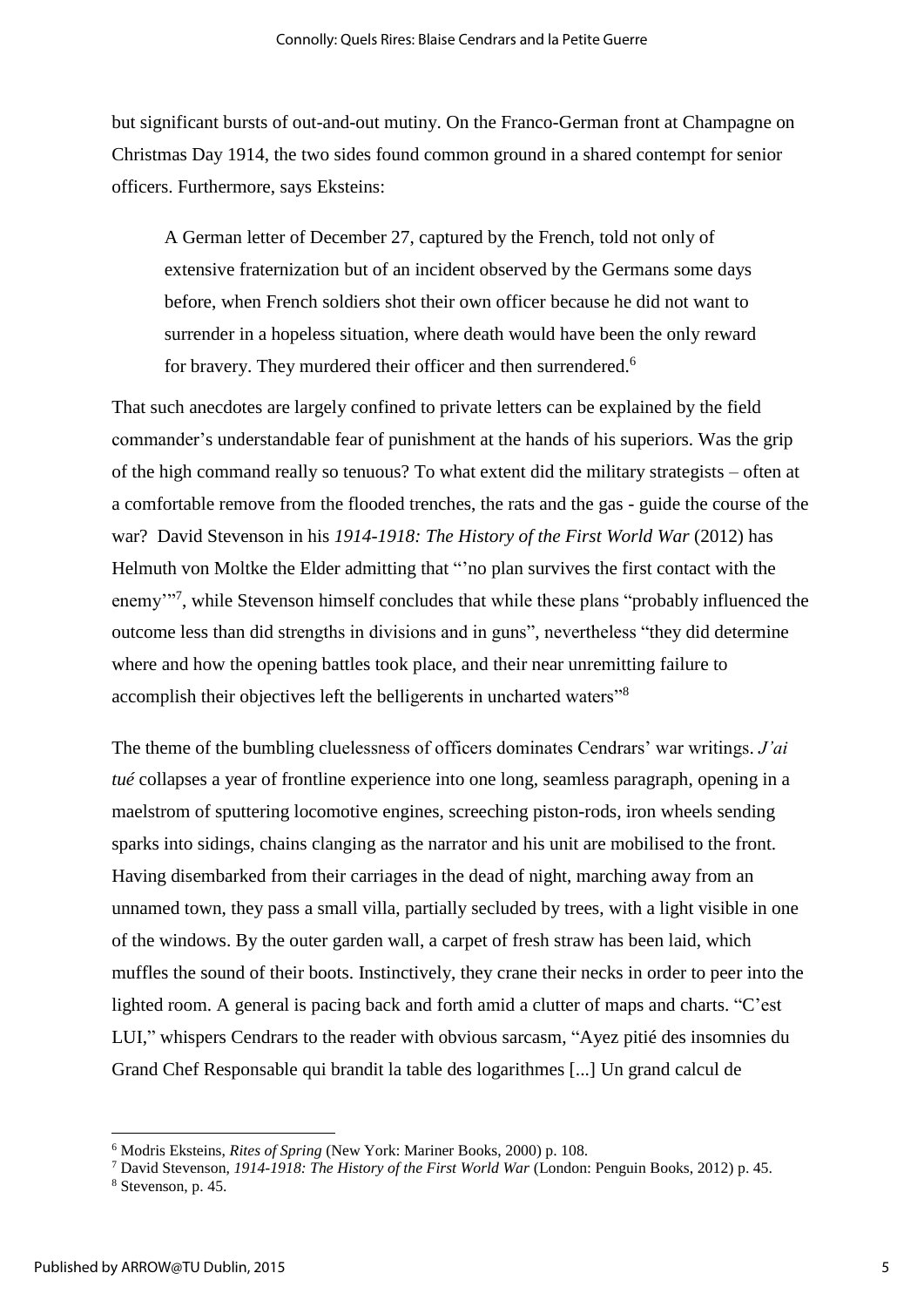but significant bursts of out-and-out mutiny. On the Franco-German front at Champagne on Christmas Day 1914, the two sides found common ground in a shared contempt for senior officers. Furthermore, says Eksteins:

> A German letter of December 27, captured by the French, told not only of extensive fraternization but of an incident observed by the Germans some days before, when French soldiers shot their own officer because he did not want to surrender in a hopeless situation, where death would have been the only reward for bravery. They murdered their officer and then surrendered.[6]

That such anecdotes are largely confined to private letters can be explained by the field commander's understandable fear of punishment at the hands of his superiors. Was the grip of the high command really so tenuous? To what extent did the military strategists – often at a comfortable remove from the flooded trenches, the rats and the gas - guide the course of the war? David Stevenson in his *1914-1918: The History of the First World War* (2012) has Helmuth von Moltke the Elder admitting that "'no plan survives the first contact with the enemy'"[7], while Stevenson himself concludes that while these plans "probably influenced the outcome less than did strengths in divisions and in guns", nevertheless "they did determine where and how the opening battles took place, and their near unremitting failure to accomplish their objectives left the belligerents in uncharted waters"[8]

The theme of the bumbling cluelessness of officers dominates Cendrars' war writings. *J'ai tué* collapses a year of frontline experience into one long, seamless paragraph, opening in a maelstrom of sputtering locomotive engines, screeching piston-rods, iron wheels sending sparks into sidings, chains clanging as the narrator and his unit are mobilised to the front. Having disembarked from their carriages in the dead of night, marching away from an unnamed town, they pass a small villa, partially secluded by trees, with a light visible in one of the windows. By the outer garden wall, a carpet of fresh straw has been laid, which muffles the sound of their boots. Instinctively, they crane their necks in order to peer into the lighted room. A general is pacing back and forth amid a clutter of maps and charts. "C'est LUI," whispers Cendrars to the reader with obvious sarcasm, "Ayez pitié des insomnies du Grand Chef Responsable qui brandit la table des logarithmes [...] Un grand calcul de

---

[6] Modris Eksteins, *Rites of Spring* (New York: Mariner Books, 2000) p. 108.

[7] David Stevenson, *1914-1918: The History of the First World War* (London: Penguin Books, 2012) p. 45.

[8] Stevenson, p. 45.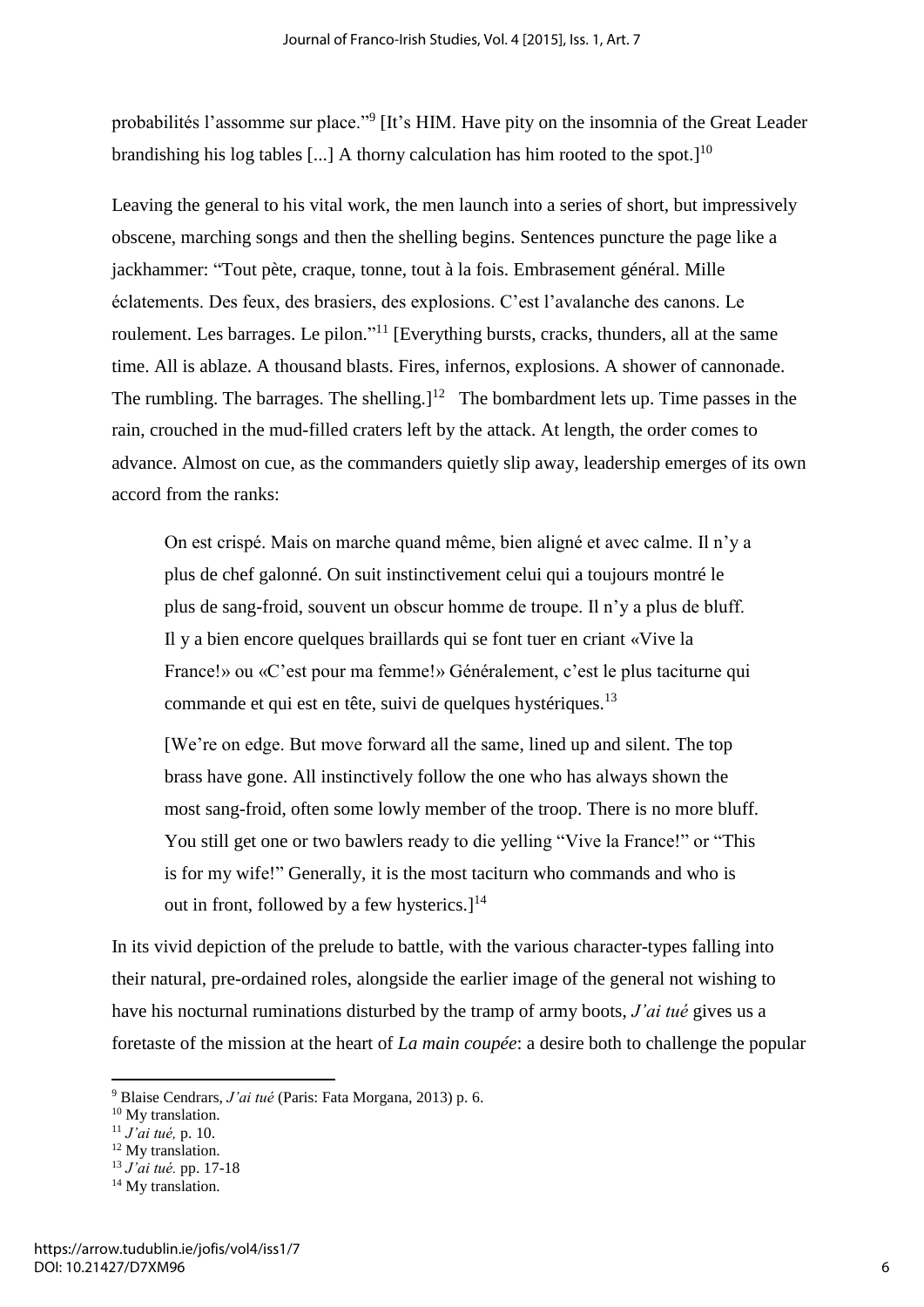probabilités l'assomme sur place."[9] [It's HIM. Have pity on the insomnia of the Great Leader brandishing his log tables [...] A thorny calculation has him rooted to the spot.][10]

Leaving the general to his vital work, the men launch into a series of short, but impressively obscene, marching songs and then the shelling begins. Sentences puncture the page like a jackhammer: "Tout pète, craque, tonne, tout à la fois. Embrasement général. Mille éclatements. Des feux, des brasiers, des explosions. C'est l'avalanche des canons. Le roulement. Les barrages. Le pilon."[11] [Everything bursts, cracks, thunders, all at the same time. All is ablaze. A thousand blasts. Fires, infernos, explosions. A shower of cannonade. The rumbling. The barrages. The shelling.][12] The bombardment lets up. Time passes in the rain, crouched in the mud-filled craters left by the attack. At length, the order comes to advance. Almost on cue, as the commanders quietly slip away, leadership emerges of its own accord from the ranks:

> On est crispé. Mais on marche quand même, bien aligné et avec calme. Il n'y a plus de chef galonné. On suit instinctivement celui qui a toujours montré le plus de sang-froid, souvent un obscur homme de troupe. Il n'y a plus de bluff. Il y a bien encore quelques braillards qui se font tuer en criant «Vive la France!» ou «C'est pour ma femme!» Généralement, c'est le plus taciturne qui commande et qui est en tête, suivi de quelques hystériques.[13]
>
> [We're on edge. But move forward all the same, lined up and silent. The top brass have gone. All instinctively follow the one who has always shown the most sang-froid, often some lowly member of the troop. There is no more bluff. You still get one or two bawlers ready to die yelling "Vive la France!" or "This is for my wife!" Generally, it is the most taciturn who commands and who is out in front, followed by a few hysterics.][14]

In its vivid depiction of the prelude to battle, with the various character-types falling into their natural, pre-ordained roles, alongside the earlier image of the general not wishing to have his nocturnal ruminations disturbed by the tramp of army boots, *J'ai tué* gives us a foretaste of the mission at the heart of *La main coupée*: a desire both to challenge the popular

---

[9] Blaise Cendrars, *J'ai tué* (Paris: Fata Morgana, 2013) p. 6.

[10] My translation.

[11] *J'ai tué,* p. 10.

[12] My translation.

[13] *J'ai tué.* pp. 17-18

[14] My translation.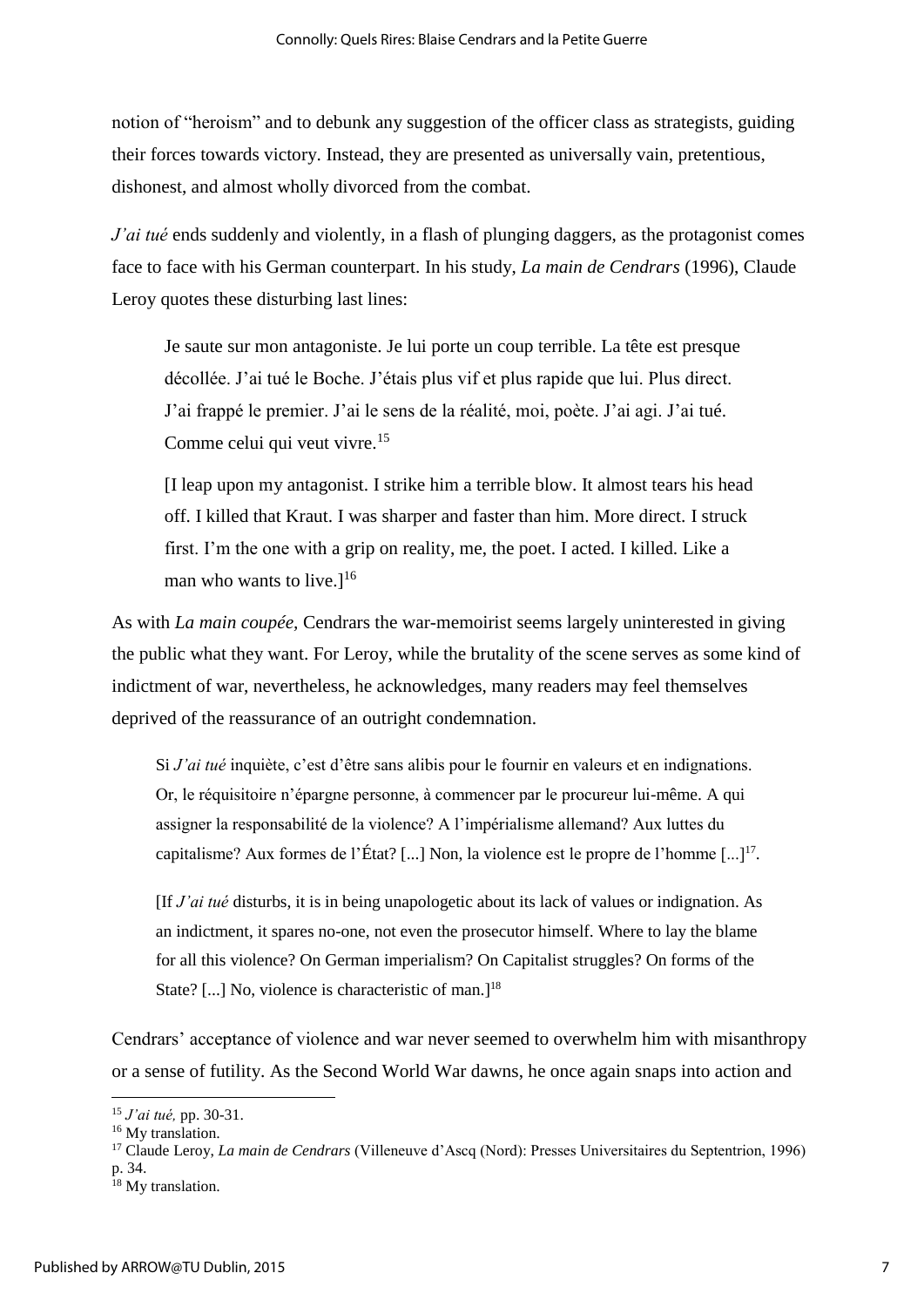notion of "heroism" and to debunk any suggestion of the officer class as strategists, guiding their forces towards victory. Instead, they are presented as universally vain, pretentious, dishonest, and almost wholly divorced from the combat.

*J'ai tué* ends suddenly and violently, in a flash of plunging daggers, as the protagonist comes face to face with his German counterpart. In his study, *La main de Cendrars* (1996), Claude Leroy quotes these disturbing last lines:

> Je saute sur mon antagoniste. Je lui porte un coup terrible. La tête est presque décollée. J'ai tué le Boche. J'étais plus vif et plus rapide que lui. Plus direct. J'ai frappé le premier. J'ai le sens de la réalité, moi, poète. J'ai agi. J'ai tué. Comme celui qui veut vivre.[15]
>
> [I leap upon my antagonist. I strike him a terrible blow. It almost tears his head off. I killed that Kraut. I was sharper and faster than him. More direct. I struck first. I'm the one with a grip on reality, me, the poet. I acted. I killed. Like a man who wants to live.][16]

As with *La main coupée,* Cendrars the war-memoirist seems largely uninterested in giving the public what they want. For Leroy, while the brutality of the scene serves as some kind of indictment of war, nevertheless, he acknowledges, many readers may feel themselves deprived of the reassurance of an outright condemnation.

> Si *J'ai tué* inquiète, c'est d'être sans alibis pour le fournir en valeurs et en indignations. Or, le réquisitoire n'épargne personne, à commencer par le procureur lui-même. A qui assigner la responsabilité de la violence? A l'impérialisme allemand? Aux luttes du capitalisme? Aux formes de l'État? [...] Non, la violence est le propre de l'homme [...][17].
>
> [If *J'ai tué* disturbs, it is in being unapologetic about its lack of values or indignation. As an indictment, it spares no-one, not even the prosecutor himself. Where to lay the blame for all this violence? On German imperialism? On Capitalist struggles? On forms of the State? [...] No, violence is characteristic of man.][18]

Cendrars' acceptance of violence and war never seemed to overwhelm him with misanthropy or a sense of futility. As the Second World War dawns, he once again snaps into action and

---

[15] *J'ai tué,* pp. 30-31.

[16] My translation.

[17] Claude Leroy, *La main de Cendrars* (Villeneuve d'Ascq (Nord): Presses Universitaires du Septentrion, 1996) p. 34.

[18] My translation.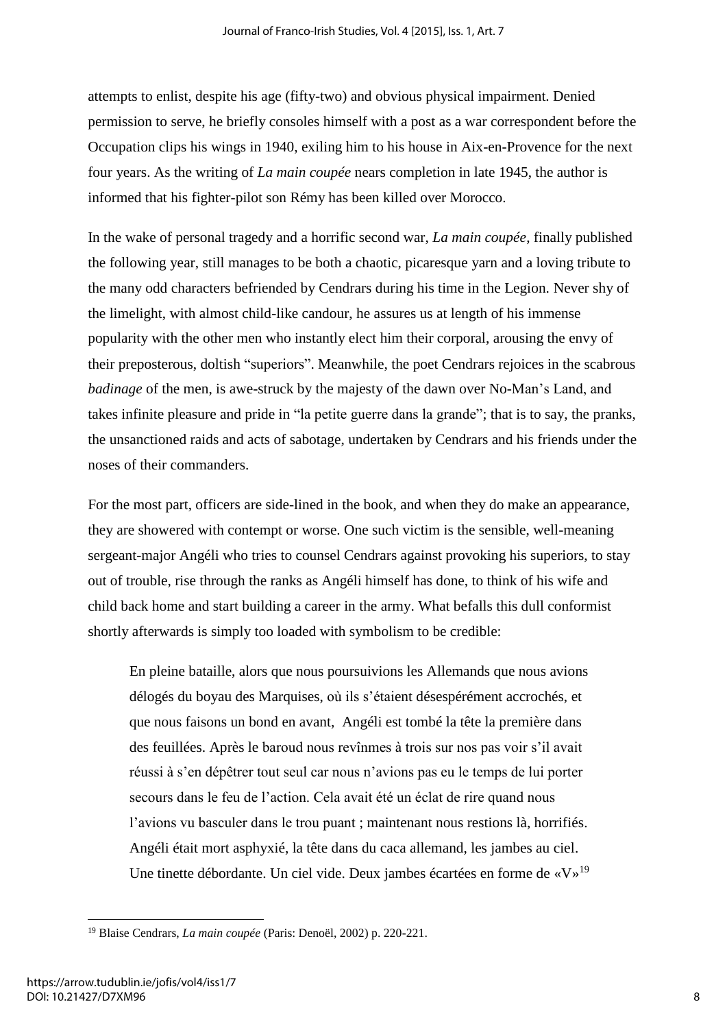attempts to enlist, despite his age (fifty-two) and obvious physical impairment. Denied permission to serve, he briefly consoles himself with a post as a war correspondent before the Occupation clips his wings in 1940, exiling him to his house in Aix-en-Provence for the next four years. As the writing of *La main coupée* nears completion in late 1945, the author is informed that his fighter-pilot son Rémy has been killed over Morocco.

In the wake of personal tragedy and a horrific second war, *La main coupée*, finally published the following year, still manages to be both a chaotic, picaresque yarn and a loving tribute to the many odd characters befriended by Cendrars during his time in the Legion. Never shy of the limelight, with almost child-like candour, he assures us at length of his immense popularity with the other men who instantly elect him their corporal, arousing the envy of their preposterous, doltish "superiors". Meanwhile, the poet Cendrars rejoices in the scabrous *badinage* of the men, is awe-struck by the majesty of the dawn over No-Man's Land, and takes infinite pleasure and pride in "la petite guerre dans la grande"; that is to say, the pranks, the unsanctioned raids and acts of sabotage, undertaken by Cendrars and his friends under the noses of their commanders.

For the most part, officers are side-lined in the book, and when they do make an appearance, they are showered with contempt or worse. One such victim is the sensible, well-meaning sergeant-major Angéli who tries to counsel Cendrars against provoking his superiors, to stay out of trouble, rise through the ranks as Angéli himself has done, to think of his wife and child back home and start building a career in the army. What befalls this dull conformist shortly afterwards is simply too loaded with symbolism to be credible:

> En pleine bataille, alors que nous poursuivions les Allemands que nous avions délogés du boyau des Marquises, où ils s'étaient désespérément accrochés, et que nous faisons un bond en avant, Angéli est tombé la tête la première dans des feuillées. Après le baroud nous revînmes à trois sur nos pas voir s'il avait réussi à s'en dépêtrer tout seul car nous n'avions pas eu le temps de lui porter secours dans le feu de l'action. Cela avait été un éclat de rire quand nous l'avions vu basculer dans le trou puant ; maintenant nous restions là, horrifiés. Angéli était mort asphyxié, la tête dans du caca allemand, les jambes au ciel. Une tinette débordante. Un ciel vide. Deux jambes écartées en forme de «V»[19]

[19] Blaise Cendrars, *La main coupée* (Paris: Denoël, 2002) p. 220-221.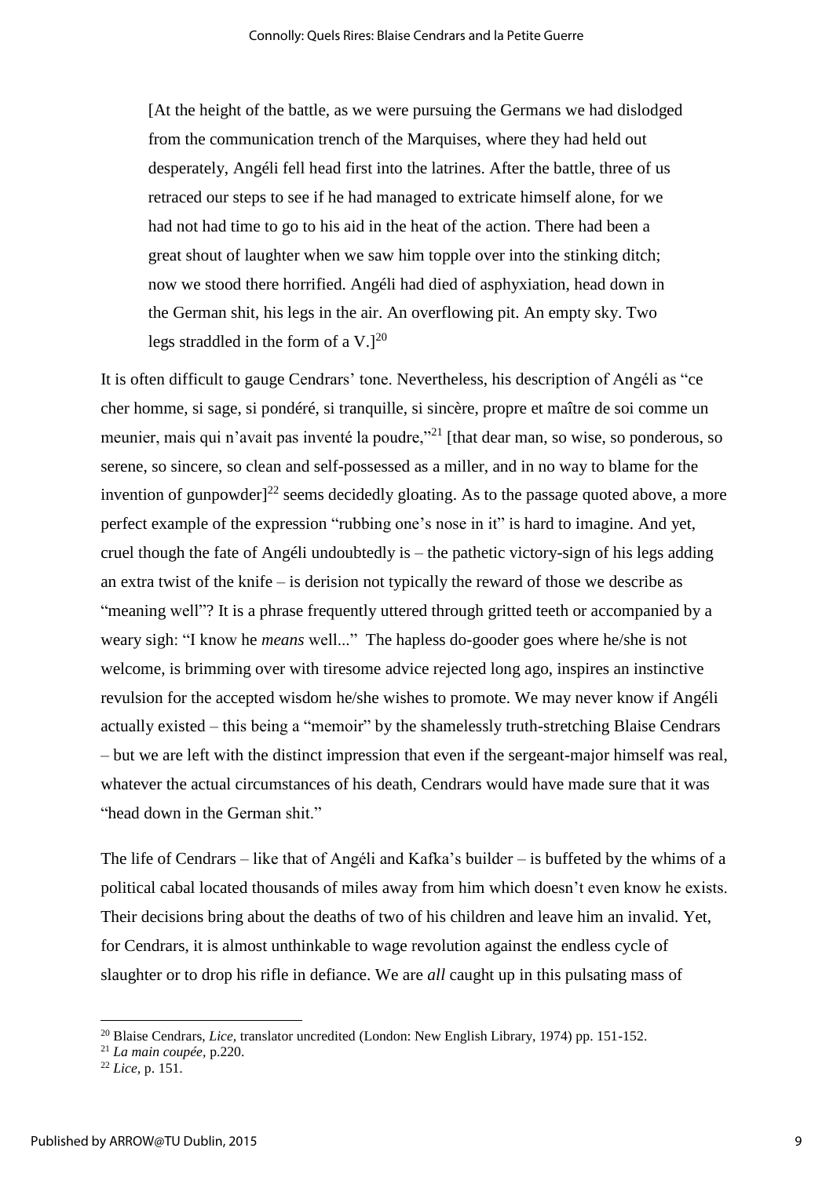> [At the height of the battle, as we were pursuing the Germans we had dislodged from the communication trench of the Marquises, where they had held out desperately, Angéli fell head first into the latrines. After the battle, three of us retraced our steps to see if he had managed to extricate himself alone, for we had not had time to go to his aid in the heat of the action. There had been a great shout of laughter when we saw him topple over into the stinking ditch; now we stood there horrified. Angéli had died of asphyxiation, head down in the German shit, his legs in the air. An overflowing pit. An empty sky. Two legs straddled in the form of a V.][20]

It is often difficult to gauge Cendrars' tone. Nevertheless, his description of Angéli as "ce cher homme, si sage, si pondéré, si tranquille, si sincère, propre et maître de soi comme un meunier, mais qui n'avait pas inventé la poudre,"[21] [that dear man, so wise, so ponderous, so serene, so sincere, so clean and self-possessed as a miller, and in no way to blame for the invention of gunpowder][22] seems decidedly gloating. As to the passage quoted above, a more perfect example of the expression "rubbing one's nose in it" is hard to imagine. And yet, cruel though the fate of Angéli undoubtedly is – the pathetic victory-sign of his legs adding an extra twist of the knife – is derision not typically the reward of those we describe as "meaning well"? It is a phrase frequently uttered through gritted teeth or accompanied by a weary sigh: "I know he *means* well..." The hapless do-gooder goes where he/she is not welcome, is brimming over with tiresome advice rejected long ago, inspires an instinctive revulsion for the accepted wisdom he/she wishes to promote. We may never know if Angéli actually existed – this being a "memoir" by the shamelessly truth-stretching Blaise Cendrars – but we are left with the distinct impression that even if the sergeant-major himself was real, whatever the actual circumstances of his death, Cendrars would have made sure that it was "head down in the German shit."

The life of Cendrars – like that of Angéli and Kafka's builder – is buffeted by the whims of a political cabal located thousands of miles away from him which doesn't even know he exists. Their decisions bring about the deaths of two of his children and leave him an invalid. Yet, for Cendrars, it is almost unthinkable to wage revolution against the endless cycle of slaughter or to drop his rifle in defiance. We are *all* caught up in this pulsating mass of

---

[20] Blaise Cendrars, *Lice*, translator uncredited (London: New English Library, 1974) pp. 151-152.

[21] *La main coupée*, p.220.

[22] *Lice*, p. 151.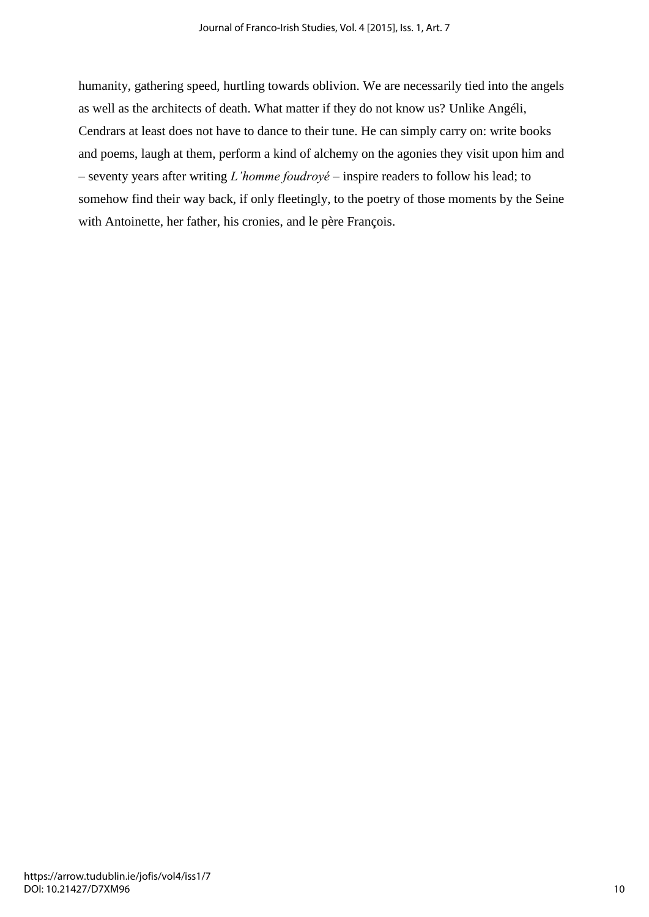humanity, gathering speed, hurtling towards oblivion. We are necessarily tied into the angels as well as the architects of death. What matter if they do not know us? Unlike Angéli, Cendrars at least does not have to dance to their tune. He can simply carry on: write books and poems, laugh at them, perform a kind of alchemy on the agonies they visit upon him and – seventy years after writing *L'homme foudroyé* – inspire readers to follow his lead; to somehow find their way back, if only fleetingly, to the poetry of those moments by the Seine with Antoinette, her father, his cronies, and le père François.